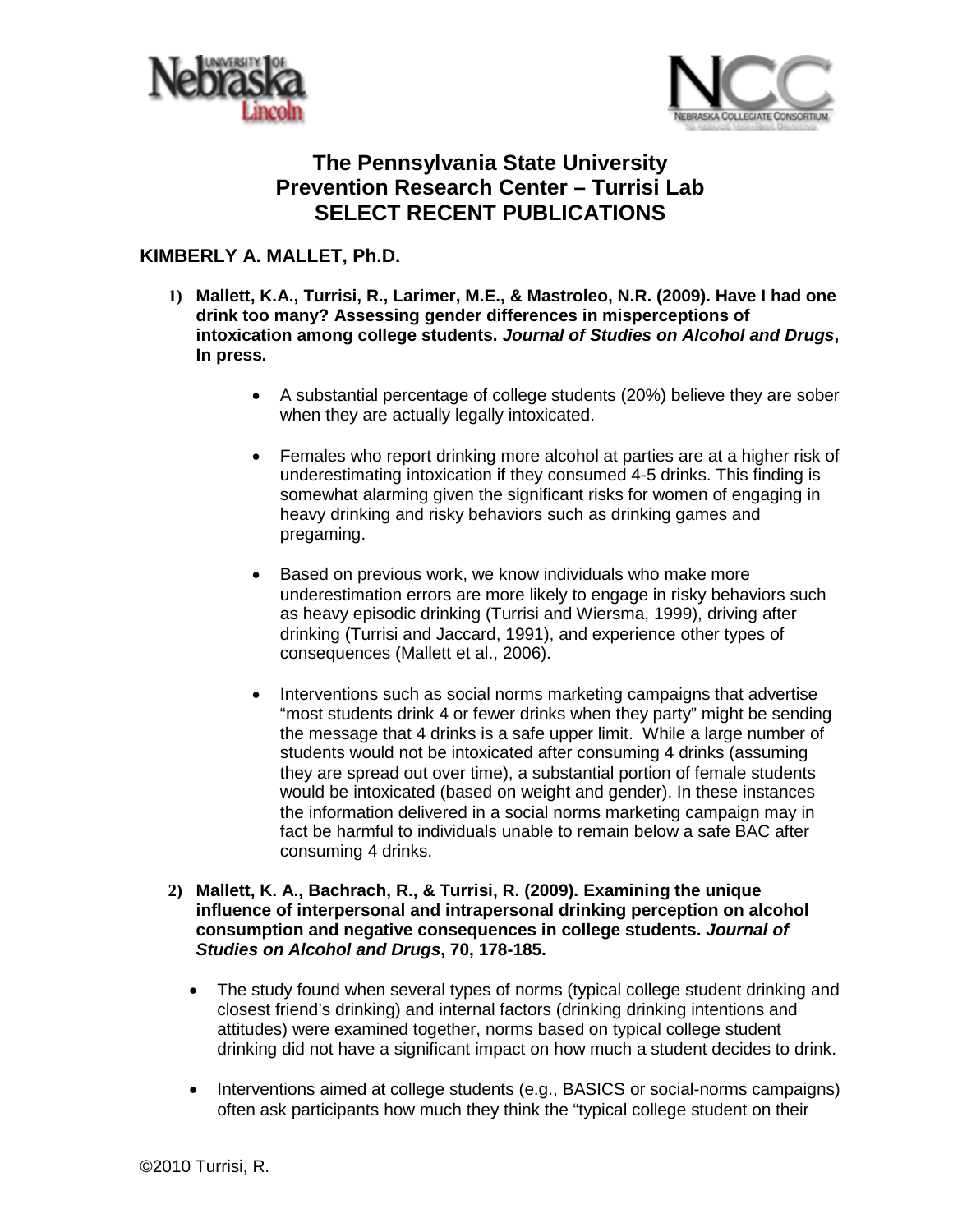# The Pennsylvania State University
# Prevention Research Center – Turrisi Lab
# SELECT RECENT PUBLICATIONS

## KIMBERLY A. MALLET, Ph.D.

1) **Mallett, K.A., Turrisi, R., Larimer, M.E., & Mastroleo, N.R. (2009). Have I had one drink too many? Assessing gender differences in misperceptions of intoxication among college students. *Journal of Studies on Alcohol and Drugs*, In press.**

    - A substantial percentage of college students (20%) believe they are sober when they are actually legally intoxicated.

    - Females who report drinking more alcohol at parties are at a higher risk of underestimating intoxication if they consumed 4-5 drinks. This finding is somewhat alarming given the significant risks for women of engaging in heavy drinking and risky behaviors such as drinking games and pregaming.

    - Based on previous work, we know individuals who make more underestimation errors are more likely to engage in risky behaviors such as heavy episodic drinking (Turrisi and Wiersma, 1999), driving after drinking (Turrisi and Jaccard, 1991), and experience other types of consequences (Mallett et al., 2006).

    - Interventions such as social norms marketing campaigns that advertise "most students drink 4 or fewer drinks when they party" might be sending the message that 4 drinks is a safe upper limit. While a large number of students would not be intoxicated after consuming 4 drinks (assuming they are spread out over time), a substantial portion of female students would be intoxicated (based on weight and gender). In these instances the information delivered in a social norms marketing campaign may in fact be harmful to individuals unable to remain below a safe BAC after consuming 4 drinks.

2) **Mallett, K. A., Bachrach, R., & Turrisi, R. (2009). Examining the unique influence of interpersonal and intrapersonal drinking perception on alcohol consumption and negative consequences in college students. *Journal of Studies on Alcohol and Drugs*, 70, 178-185.**

    - The study found when several types of norms (typical college student drinking and closest friend's drinking) and internal factors (drinking drinking intentions and attitudes) were examined together, norms based on typical college student drinking did not have a significant impact on how much a student decides to drink.

    - Interventions aimed at college students (e.g., BASICS or social-norms campaigns) often ask participants how much they think the "typical college student on their

©2010 Turrisi, R.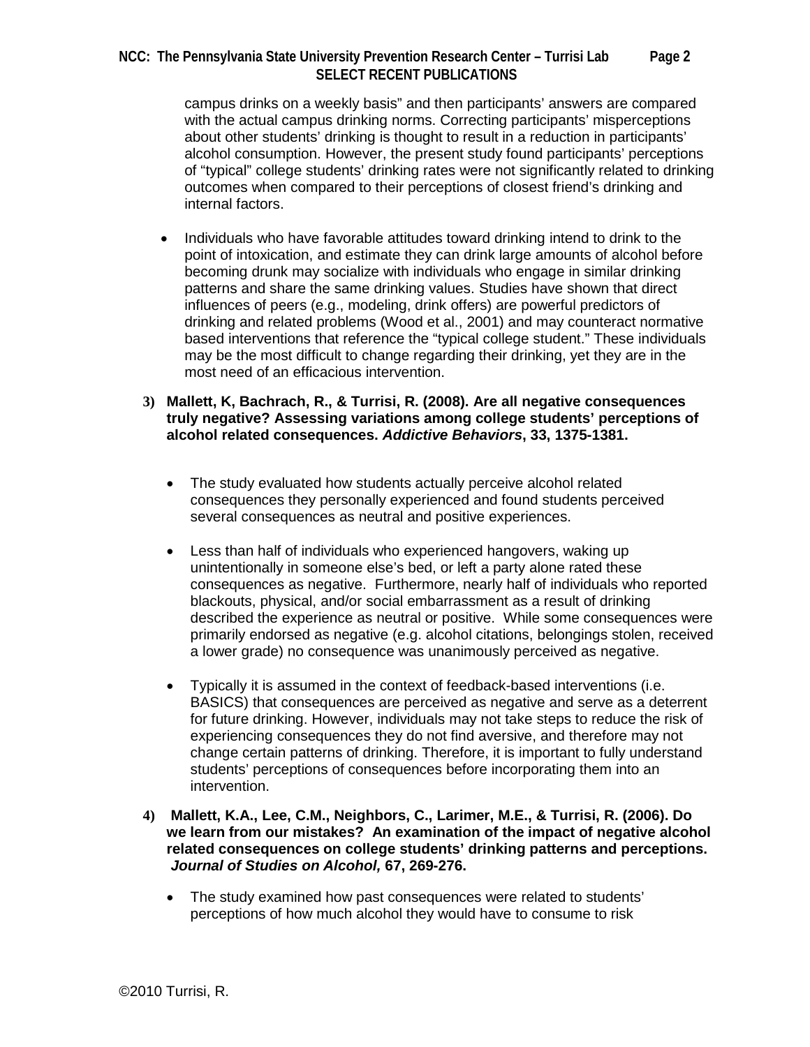campus drinks on a weekly basis" and then participants' answers are compared with the actual campus drinking norms. Correcting participants' misperceptions about other students' drinking is thought to result in a reduction in participants' alcohol consumption. However, the present study found participants' perceptions of "typical" college students' drinking rates were not significantly related to drinking outcomes when compared to their perceptions of closest friend's drinking and internal factors.

- Individuals who have favorable attitudes toward drinking intend to drink to the point of intoxication, and estimate they can drink large amounts of alcohol before becoming drunk may socialize with individuals who engage in similar drinking patterns and share the same drinking values. Studies have shown that direct influences of peers (e.g., modeling, drink offers) are powerful predictors of drinking and related problems (Wood et al., 2001) and may counteract normative based interventions that reference the "typical college student." These individuals may be the most difficult to change regarding their drinking, yet they are in the most need of an efficacious intervention.

3) **Mallett, K, Bachrach, R., & Turrisi, R. (2008). Are all negative consequences truly negative? Assessing variations among college students' perceptions of alcohol related consequences. *Addictive Behaviors*, 33, 1375-1381.**

   - The study evaluated how students actually perceive alcohol related consequences they personally experienced and found students perceived several consequences as neutral and positive experiences.

   - Less than half of individuals who experienced hangovers, waking up unintentionally in someone else's bed, or left a party alone rated these consequences as negative. Furthermore, nearly half of individuals who reported blackouts, physical, and/or social embarrassment as a result of drinking described the experience as neutral or positive. While some consequences were primarily endorsed as negative (e.g. alcohol citations, belongings stolen, received a lower grade) no consequence was unanimously perceived as negative.

   - Typically it is assumed in the context of feedback-based interventions (i.e. BASICS) that consequences are perceived as negative and serve as a deterrent for future drinking. However, individuals may not take steps to reduce the risk of experiencing consequences they do not find aversive, and therefore may not change certain patterns of drinking. Therefore, it is important to fully understand students' perceptions of consequences before incorporating them into an intervention.

4) **Mallett, K.A., Lee, C.M., Neighbors, C., Larimer, M.E., & Turrisi, R. (2006). Do we learn from our mistakes? An examination of the impact of negative alcohol related consequences on college students' drinking patterns and perceptions. *Journal of Studies on Alcohol,* 67, 269-276.**

   - The study examined how past consequences were related to students' perceptions of how much alcohol they would have to consume to risk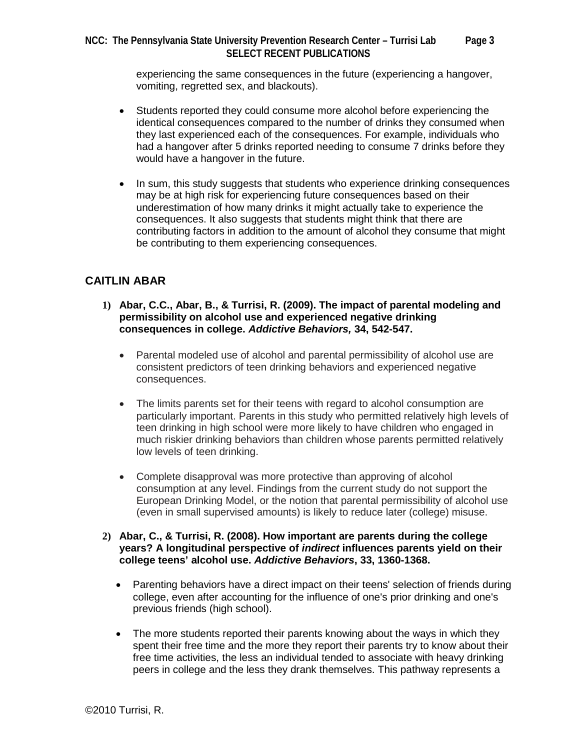experiencing the same consequences in the future (experiencing a hangover, vomiting, regretted sex, and blackouts).

- Students reported they could consume more alcohol before experiencing the identical consequences compared to the number of drinks they consumed when they last experienced each of the consequences. For example, individuals who had a hangover after 5 drinks reported needing to consume 7 drinks before they would have a hangover in the future.

- In sum, this study suggests that students who experience drinking consequences may be at high risk for experiencing future consequences based on their underestimation of how many drinks it might actually take to experience the consequences. It also suggests that students might think that there are contributing factors in addition to the amount of alcohol they consume that might be contributing to them experiencing consequences.

## CAITLIN ABAR

1) **Abar, C.C., Abar, B., & Turrisi, R. (2009). The impact of parental modeling and permissibility on alcohol use and experienced negative drinking consequences in college. *Addictive Behaviors,* 34, 542-547.**

    - Parental modeled use of alcohol and parental permissibility of alcohol use are consistent predictors of teen drinking behaviors and experienced negative consequences.

    - The limits parents set for their teens with regard to alcohol consumption are particularly important. Parents in this study who permitted relatively high levels of teen drinking in high school were more likely to have children who engaged in much riskier drinking behaviors than children whose parents permitted relatively low levels of teen drinking.

    - Complete disapproval was more protective than approving of alcohol consumption at any level. Findings from the current study do not support the European Drinking Model, or the notion that parental permissibility of alcohol use (even in small supervised amounts) is likely to reduce later (college) misuse.

2) **Abar, C., & Turrisi, R. (2008). How important are parents during the college years? A longitudinal perspective of *indirect* influences parents yield on their college teens' alcohol use. *Addictive Behaviors*, 33, 1360-1368.**

    - Parenting behaviors have a direct impact on their teens' selection of friends during college, even after accounting for the influence of one's prior drinking and one's previous friends (high school).

    - The more students reported their parents knowing about the ways in which they spent their free time and the more they report their parents try to know about their free time activities, the less an individual tended to associate with heavy drinking peers in college and the less they drank themselves. This pathway represents a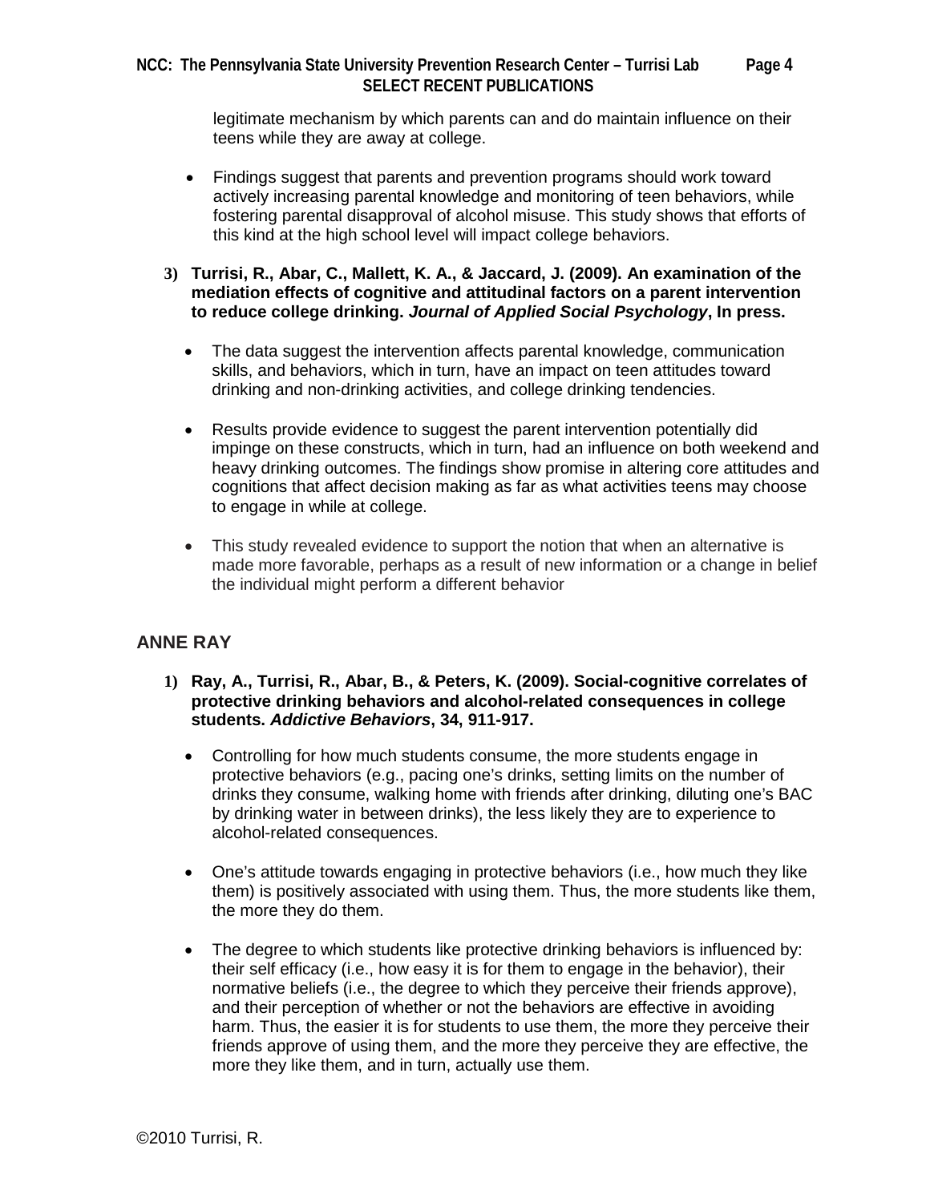legitimate mechanism by which parents can and do maintain influence on their teens while they are away at college.

- Findings suggest that parents and prevention programs should work toward actively increasing parental knowledge and monitoring of teen behaviors, while fostering parental disapproval of alcohol misuse. This study shows that efforts of this kind at the high school level will impact college behaviors.

3) **Turrisi, R., Abar, C., Mallett, K. A., & Jaccard, J. (2009). An examination of the mediation effects of cognitive and attitudinal factors on a parent intervention to reduce college drinking. *Journal of Applied Social Psychology*, In press.**

   - The data suggest the intervention affects parental knowledge, communication skills, and behaviors, which in turn, have an impact on teen attitudes toward drinking and non-drinking activities, and college drinking tendencies.

   - Results provide evidence to suggest the parent intervention potentially did impinge on these constructs, which in turn, had an influence on both weekend and heavy drinking outcomes. The findings show promise in altering core attitudes and cognitions that affect decision making as far as what activities teens may choose to engage in while at college.

   - This study revealed evidence to support the notion that when an alternative is made more favorable, perhaps as a result of new information or a change in belief the individual might perform a different behavior

## ANNE RAY

1) **Ray, A., Turrisi, R., Abar, B., & Peters, K. (2009). Social-cognitive correlates of protective drinking behaviors and alcohol-related consequences in college students. *Addictive Behaviors*, 34, 911-917.**

   - Controlling for how much students consume, the more students engage in protective behaviors (e.g., pacing one's drinks, setting limits on the number of drinks they consume, walking home with friends after drinking, diluting one's BAC by drinking water in between drinks), the less likely they are to experience to alcohol-related consequences.

   - One's attitude towards engaging in protective behaviors (i.e., how much they like them) is positively associated with using them. Thus, the more students like them, the more they do them.

   - The degree to which students like protective drinking behaviors is influenced by: their self efficacy (i.e., how easy it is for them to engage in the behavior), their normative beliefs (i.e., the degree to which they perceive their friends approve), and their perception of whether or not the behaviors are effective in avoiding harm. Thus, the easier it is for students to use them, the more they perceive their friends approve of using them, and the more they perceive they are effective, the more they like them, and in turn, actually use them.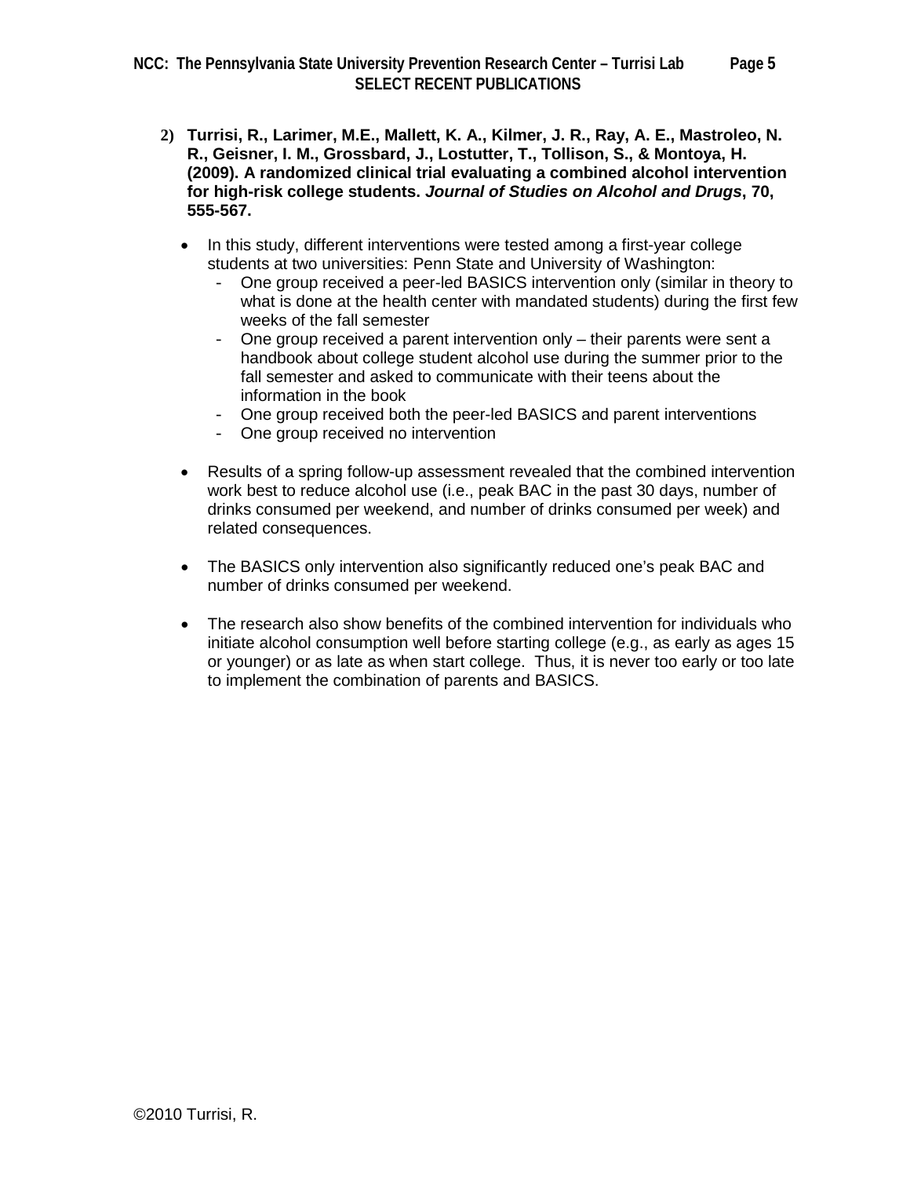2) **Turrisi, R., Larimer, M.E., Mallett, K. A., Kilmer, J. R., Ray, A. E., Mastroleo, N. R., Geisner, I. M., Grossbard, J., Lostutter, T., Tollison, S., & Montoya, H. (2009). A randomized clinical trial evaluating a combined alcohol intervention for high-risk college students. *Journal of Studies on Alcohol and Drugs*, 70, 555-567.**

- In this study, different interventions were tested among a first-year college students at two universities: Penn State and University of Washington:
  - One group received a peer-led BASICS intervention only (similar in theory to what is done at the health center with mandated students) during the first few weeks of the fall semester
  - One group received a parent intervention only – their parents were sent a handbook about college student alcohol use during the summer prior to the fall semester and asked to communicate with their teens about the information in the book
  - One group received both the peer-led BASICS and parent interventions
  - One group received no intervention

- Results of a spring follow-up assessment revealed that the combined intervention work best to reduce alcohol use (i.e., peak BAC in the past 30 days, number of drinks consumed per weekend, and number of drinks consumed per week) and related consequences.

- The BASICS only intervention also significantly reduced one's peak BAC and number of drinks consumed per weekend.

- The research also show benefits of the combined intervention for individuals who initiate alcohol consumption well before starting college (e.g., as early as ages 15 or younger) or as late as when start college. Thus, it is never too early or too late to implement the combination of parents and BASICS.